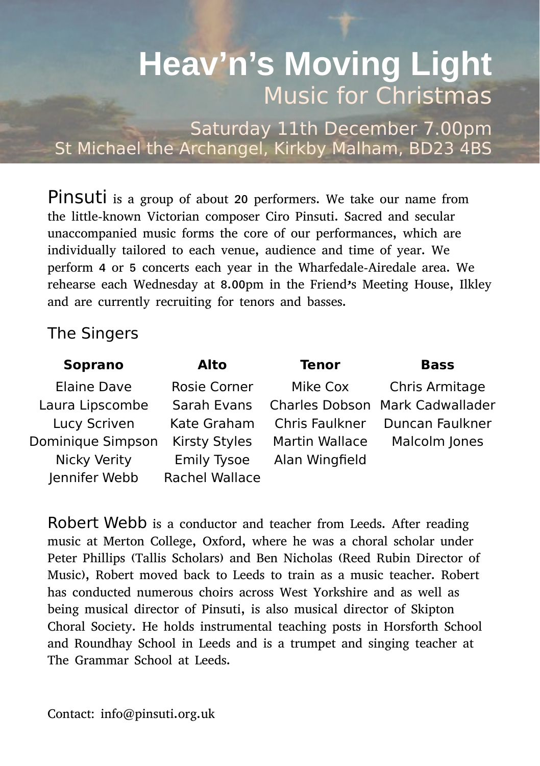# Heav'n's Moving Light

## Music for Christmas

Saturday 11th December 7.00pm
St Michael the Archangel, Kirkby Malham, BD23 4BS

Pinsuti is a group of about 20 performers. We take our name from the little-known Victorian composer Ciro Pinsuti. Sacred and secular unaccompanied music forms the core of our performances, which are individually tailored to each venue, audience and time of year. We perform 4 or 5 concerts each year in the Wharfedale-Airedale area. We rehearse each Wednesday at 8.00pm in the Friend's Meeting House, Ilkley and are currently recruiting for tenors and basses.

## The Singers

| Soprano | Alto | Tenor | Bass |
|---|---|---|---|
| Elaine Dave | Rosie Corner | Mike Cox | Chris Armitage |
| Laura Lipscombe | Sarah Evans | Charles Dobson | Mark Cadwallader |
| Lucy Scriven | Kate Graham | Chris Faulkner | Duncan Faulkner |
| Dominique Simpson | Kirsty Styles | Martin Wallace | Malcolm Jones |
| Nicky Verity | Emily Tysoe | Alan Wingfield | |
| Jennifer Webb | Rachel Wallace | | |

Robert Webb is a conductor and teacher from Leeds. After reading music at Merton College, Oxford, where he was a choral scholar under Peter Phillips (Tallis Scholars) and Ben Nicholas (Reed Rubin Director of Music), Robert moved back to Leeds to train as a music teacher. Robert has conducted numerous choirs across West Yorkshire and as well as being musical director of Pinsuti, is also musical director of Skipton Choral Society. He holds instrumental teaching posts in Horsforth School and Roundhay School in Leeds and is a trumpet and singing teacher at The Grammar School at Leeds.

Contact: info@pinsuti.org.uk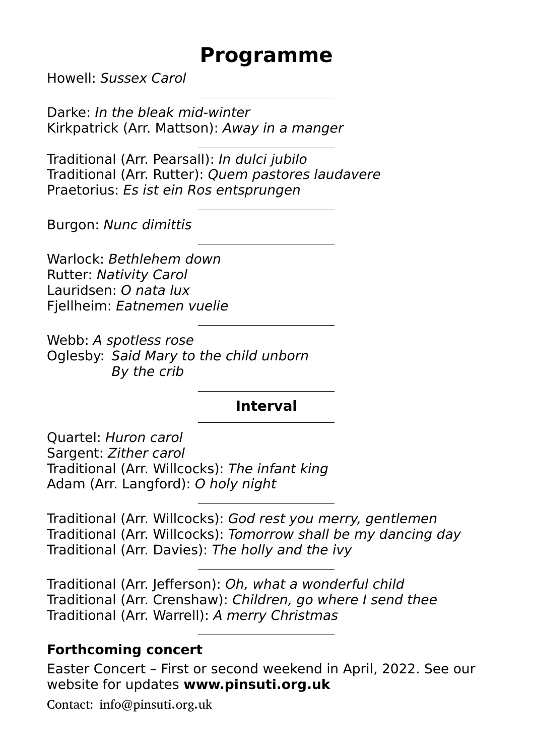# Programme

Howell: *Sussex Carol*

---

Darke: *In the bleak mid-winter*
Kirkpatrick (Arr. Mattson): *Away in a manger*

---

Traditional (Arr. Pearsall): *In dulci jubilo*
Traditional (Arr. Rutter): *Quem pastores laudavere*
Praetorius: *Es ist ein Ros entsprungen*

---

Burgon: *Nunc dimittis*

---

Warlock: *Bethlehem down*
Rutter: *Nativity Carol*
Lauridsen: *O nata lux*
Fjellheim: *Eatnemen vuelie*

---

Webb: *A spotless rose*
Oglesby: *Said Mary to the child unborn*
*By the crib*

---

**Interval**

---

Quartel: *Huron carol*
Sargent: *Zither carol*
Traditional (Arr. Willcocks): *The infant king*
Adam (Arr. Langford): *O holy night*

---

Traditional (Arr. Willcocks): *God rest you merry, gentlemen*
Traditional (Arr. Willcocks): *Tomorrow shall be my dancing day*
Traditional (Arr. Davies): *The holly and the ivy*

---

Traditional (Arr. Jefferson): *Oh, what a wonderful child*
Traditional (Arr. Crenshaw): *Children, go where I send thee*
Traditional (Arr. Warrell): *A merry Christmas*

---

**Forthcoming concert**

Easter Concert – First or second weekend in April, 2022. See our website for updates **www.pinsuti.org.uk**

Contact: info@pinsuti.org.uk